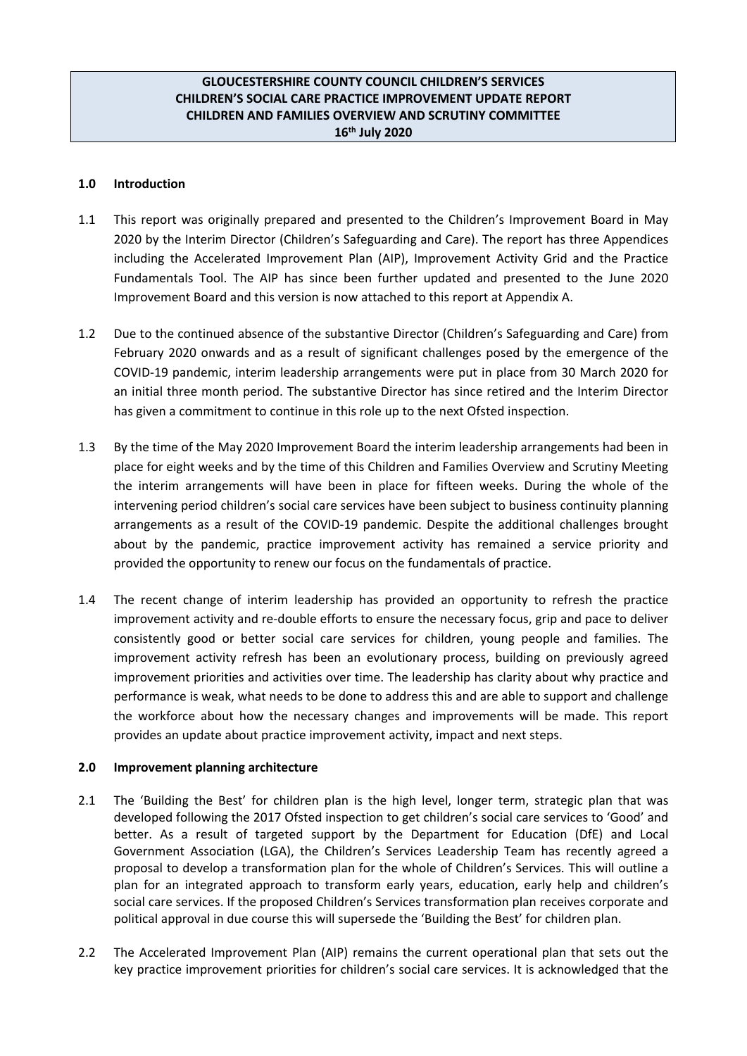**GLOUCESTERSHIRE COUNTY COUNCIL CHILDREN'S SERVICES**
**CHILDREN'S SOCIAL CARE PRACTICE IMPROVEMENT UPDATE REPORT**
**CHILDREN AND FAMILIES OVERVIEW AND SCRUTINY COMMITTEE**
**16th July 2020**

## 1.0 Introduction

1.1 This report was originally prepared and presented to the Children's Improvement Board in May 2020 by the Interim Director (Children's Safeguarding and Care). The report has three Appendices including the Accelerated Improvement Plan (AIP), Improvement Activity Grid and the Practice Fundamentals Tool. The AIP has since been further updated and presented to the June 2020 Improvement Board and this version is now attached to this report at Appendix A.

1.2 Due to the continued absence of the substantive Director (Children's Safeguarding and Care) from February 2020 onwards and as a result of significant challenges posed by the emergence of the COVID-19 pandemic, interim leadership arrangements were put in place from 30 March 2020 for an initial three month period. The substantive Director has since retired and the Interim Director has given a commitment to continue in this role up to the next Ofsted inspection.

1.3 By the time of the May 2020 Improvement Board the interim leadership arrangements had been in place for eight weeks and by the time of this Children and Families Overview and Scrutiny Meeting the interim arrangements will have been in place for fifteen weeks. During the whole of the intervening period children's social care services have been subject to business continuity planning arrangements as a result of the COVID-19 pandemic. Despite the additional challenges brought about by the pandemic, practice improvement activity has remained a service priority and provided the opportunity to renew our focus on the fundamentals of practice.

1.4 The recent change of interim leadership has provided an opportunity to refresh the practice improvement activity and re-double efforts to ensure the necessary focus, grip and pace to deliver consistently good or better social care services for children, young people and families. The improvement activity refresh has been an evolutionary process, building on previously agreed improvement priorities and activities over time. The leadership has clarity about why practice and performance is weak, what needs to be done to address this and are able to support and challenge the workforce about how the necessary changes and improvements will be made. This report provides an update about practice improvement activity, impact and next steps.

## 2.0 Improvement planning architecture

2.1 The 'Building the Best' for children plan is the high level, longer term, strategic plan that was developed following the 2017 Ofsted inspection to get children's social care services to 'Good' and better. As a result of targeted support by the Department for Education (DfE) and Local Government Association (LGA), the Children's Services Leadership Team has recently agreed a proposal to develop a transformation plan for the whole of Children's Services. This will outline a plan for an integrated approach to transform early years, education, early help and children's social care services. If the proposed Children's Services transformation plan receives corporate and political approval in due course this will supersede the 'Building the Best' for children plan.

2.2 The Accelerated Improvement Plan (AIP) remains the current operational plan that sets out the key practice improvement priorities for children's social care services. It is acknowledged that the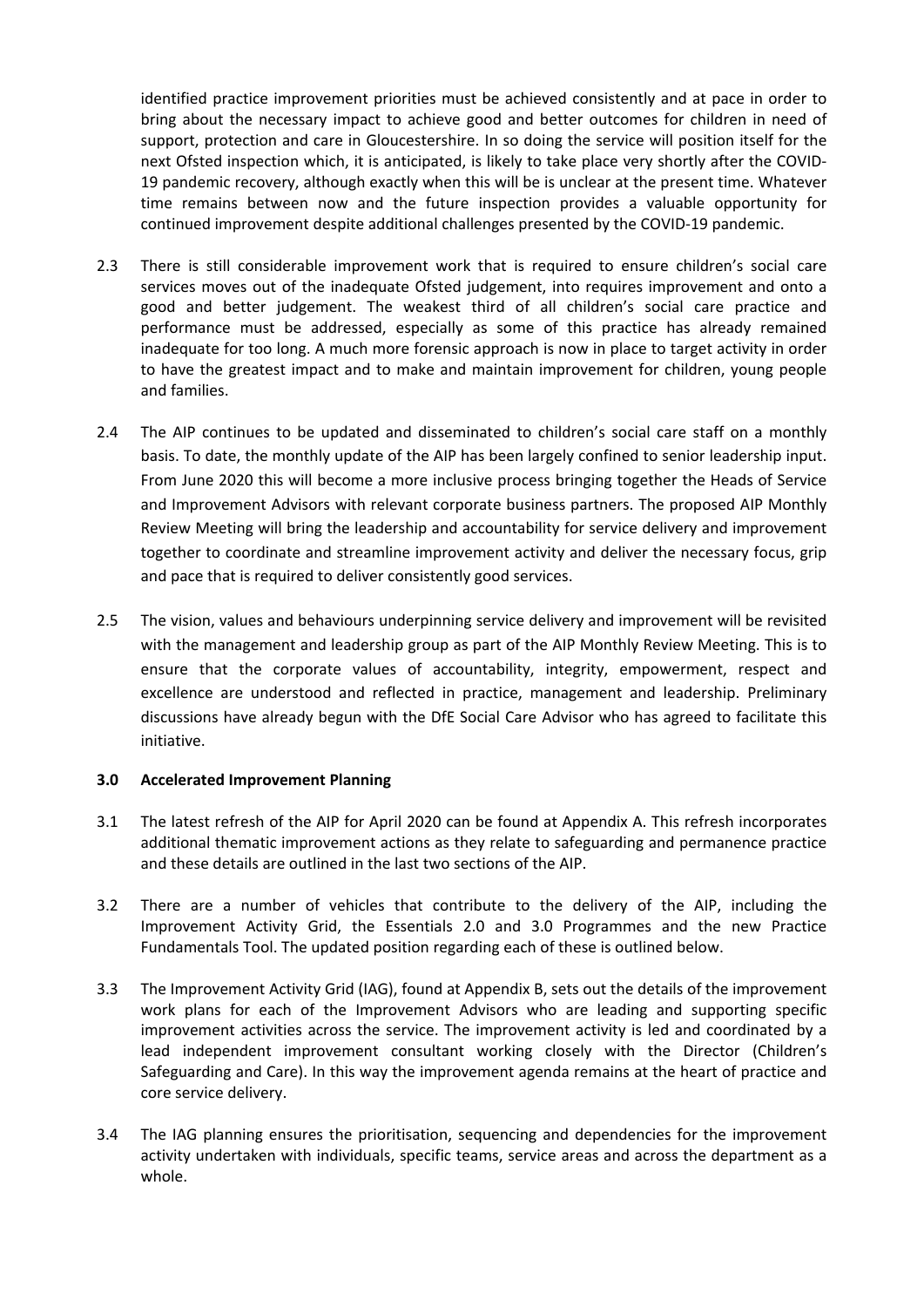identified practice improvement priorities must be achieved consistently and at pace in order to bring about the necessary impact to achieve good and better outcomes for children in need of support, protection and care in Gloucestershire. In so doing the service will position itself for the next Ofsted inspection which, it is anticipated, is likely to take place very shortly after the COVID-19 pandemic recovery, although exactly when this will be is unclear at the present time. Whatever time remains between now and the future inspection provides a valuable opportunity for continued improvement despite additional challenges presented by the COVID-19 pandemic.

2.3 There is still considerable improvement work that is required to ensure children's social care services moves out of the inadequate Ofsted judgement, into requires improvement and onto a good and better judgement. The weakest third of all children's social care practice and performance must be addressed, especially as some of this practice has already remained inadequate for too long. A much more forensic approach is now in place to target activity in order to have the greatest impact and to make and maintain improvement for children, young people and families.

2.4 The AIP continues to be updated and disseminated to children's social care staff on a monthly basis. To date, the monthly update of the AIP has been largely confined to senior leadership input. From June 2020 this will become a more inclusive process bringing together the Heads of Service and Improvement Advisors with relevant corporate business partners. The proposed AIP Monthly Review Meeting will bring the leadership and accountability for service delivery and improvement together to coordinate and streamline improvement activity and deliver the necessary focus, grip and pace that is required to deliver consistently good services.

2.5 The vision, values and behaviours underpinning service delivery and improvement will be revisited with the management and leadership group as part of the AIP Monthly Review Meeting. This is to ensure that the corporate values of accountability, integrity, empowerment, respect and excellence are understood and reflected in practice, management and leadership. Preliminary discussions have already begun with the DfE Social Care Advisor who has agreed to facilitate this initiative.

**3.0 Accelerated Improvement Planning**

3.1 The latest refresh of the AIP for April 2020 can be found at Appendix A. This refresh incorporates additional thematic improvement actions as they relate to safeguarding and permanence practice and these details are outlined in the last two sections of the AIP.

3.2 There are a number of vehicles that contribute to the delivery of the AIP, including the Improvement Activity Grid, the Essentials 2.0 and 3.0 Programmes and the new Practice Fundamentals Tool. The updated position regarding each of these is outlined below.

3.3 The Improvement Activity Grid (IAG), found at Appendix B, sets out the details of the improvement work plans for each of the Improvement Advisors who are leading and supporting specific improvement activities across the service. The improvement activity is led and coordinated by a lead independent improvement consultant working closely with the Director (Children's Safeguarding and Care). In this way the improvement agenda remains at the heart of practice and core service delivery.

3.4 The IAG planning ensures the prioritisation, sequencing and dependencies for the improvement activity undertaken with individuals, specific teams, service areas and across the department as a whole.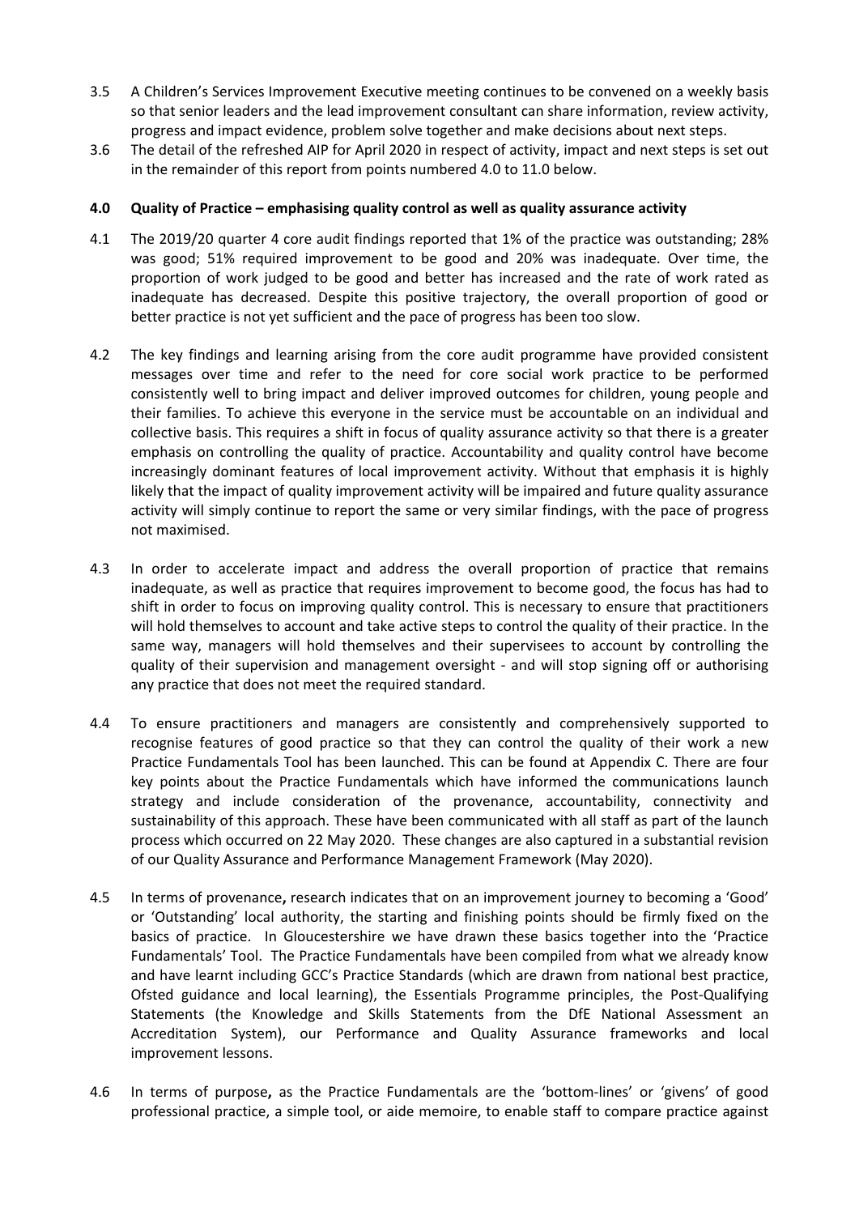3.5 A Children's Services Improvement Executive meeting continues to be convened on a weekly basis so that senior leaders and the lead improvement consultant can share information, review activity, progress and impact evidence, problem solve together and make decisions about next steps.

3.6 The detail of the refreshed AIP for April 2020 in respect of activity, impact and next steps is set out in the remainder of this report from points numbered 4.0 to 11.0 below.

**4.0 Quality of Practice – emphasising quality control as well as quality assurance activity**

4.1 The 2019/20 quarter 4 core audit findings reported that 1% of the practice was outstanding; 28% was good; 51% required improvement to be good and 20% was inadequate. Over time, the proportion of work judged to be good and better has increased and the rate of work rated as inadequate has decreased. Despite this positive trajectory, the overall proportion of good or better practice is not yet sufficient and the pace of progress has been too slow.

4.2 The key findings and learning arising from the core audit programme have provided consistent messages over time and refer to the need for core social work practice to be performed consistently well to bring impact and deliver improved outcomes for children, young people and their families. To achieve this everyone in the service must be accountable on an individual and collective basis. This requires a shift in focus of quality assurance activity so that there is a greater emphasis on controlling the quality of practice. Accountability and quality control have become increasingly dominant features of local improvement activity. Without that emphasis it is highly likely that the impact of quality improvement activity will be impaired and future quality assurance activity will simply continue to report the same or very similar findings, with the pace of progress not maximised.

4.3 In order to accelerate impact and address the overall proportion of practice that remains inadequate, as well as practice that requires improvement to become good, the focus has had to shift in order to focus on improving quality control. This is necessary to ensure that practitioners will hold themselves to account and take active steps to control the quality of their practice. In the same way, managers will hold themselves and their supervisees to account by controlling the quality of their supervision and management oversight - and will stop signing off or authorising any practice that does not meet the required standard.

4.4 To ensure practitioners and managers are consistently and comprehensively supported to recognise features of good practice so that they can control the quality of their work a new Practice Fundamentals Tool has been launched. This can be found at Appendix C. There are four key points about the Practice Fundamentals which have informed the communications launch strategy and include consideration of the provenance, accountability, connectivity and sustainability of this approach. These have been communicated with all staff as part of the launch process which occurred on 22 May 2020. These changes are also captured in a substantial revision of our Quality Assurance and Performance Management Framework (May 2020).

4.5 In terms of provenance**,** research indicates that on an improvement journey to becoming a 'Good' or 'Outstanding' local authority, the starting and finishing points should be firmly fixed on the basics of practice. In Gloucestershire we have drawn these basics together into the 'Practice Fundamentals' Tool. The Practice Fundamentals have been compiled from what we already know and have learnt including GCC's Practice Standards (which are drawn from national best practice, Ofsted guidance and local learning), the Essentials Programme principles, the Post-Qualifying Statements (the Knowledge and Skills Statements from the DfE National Assessment an Accreditation System), our Performance and Quality Assurance frameworks and local improvement lessons.

4.6 In terms of purpose**,** as the Practice Fundamentals are the 'bottom-lines' or 'givens' of good professional practice, a simple tool, or aide memoire, to enable staff to compare practice against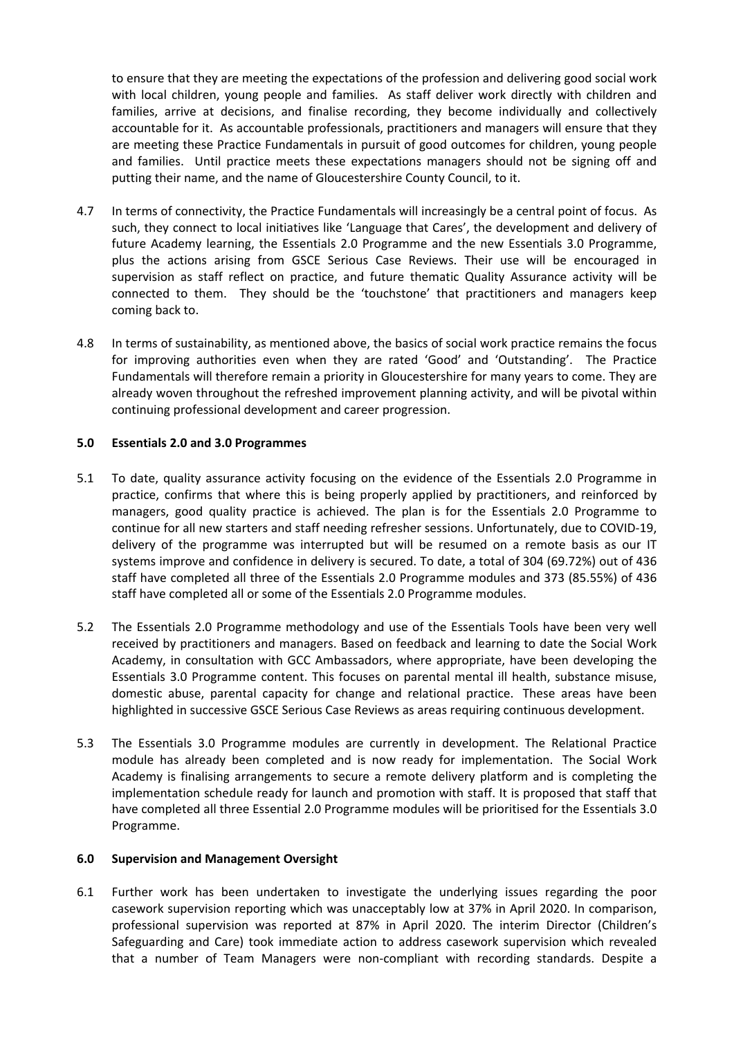to ensure that they are meeting the expectations of the profession and delivering good social work with local children, young people and families. As staff deliver work directly with children and families, arrive at decisions, and finalise recording, they become individually and collectively accountable for it. As accountable professionals, practitioners and managers will ensure that they are meeting these Practice Fundamentals in pursuit of good outcomes for children, young people and families. Until practice meets these expectations managers should not be signing off and putting their name, and the name of Gloucestershire County Council, to it.

4.7 In terms of connectivity, the Practice Fundamentals will increasingly be a central point of focus. As such, they connect to local initiatives like 'Language that Cares', the development and delivery of future Academy learning, the Essentials 2.0 Programme and the new Essentials 3.0 Programme, plus the actions arising from GSCE Serious Case Reviews. Their use will be encouraged in supervision as staff reflect on practice, and future thematic Quality Assurance activity will be connected to them. They should be the 'touchstone' that practitioners and managers keep coming back to.

4.8 In terms of sustainability, as mentioned above, the basics of social work practice remains the focus for improving authorities even when they are rated 'Good' and 'Outstanding'. The Practice Fundamentals will therefore remain a priority in Gloucestershire for many years to come. They are already woven throughout the refreshed improvement planning activity, and will be pivotal within continuing professional development and career progression.

## 5.0 Essentials 2.0 and 3.0 Programmes

5.1 To date, quality assurance activity focusing on the evidence of the Essentials 2.0 Programme in practice, confirms that where this is being properly applied by practitioners, and reinforced by managers, good quality practice is achieved. The plan is for the Essentials 2.0 Programme to continue for all new starters and staff needing refresher sessions. Unfortunately, due to COVID-19, delivery of the programme was interrupted but will be resumed on a remote basis as our IT systems improve and confidence in delivery is secured. To date, a total of 304 (69.72%) out of 436 staff have completed all three of the Essentials 2.0 Programme modules and 373 (85.55%) of 436 staff have completed all or some of the Essentials 2.0 Programme modules.

5.2 The Essentials 2.0 Programme methodology and use of the Essentials Tools have been very well received by practitioners and managers. Based on feedback and learning to date the Social Work Academy, in consultation with GCC Ambassadors, where appropriate, have been developing the Essentials 3.0 Programme content. This focuses on parental mental ill health, substance misuse, domestic abuse, parental capacity for change and relational practice. These areas have been highlighted in successive GSCE Serious Case Reviews as areas requiring continuous development.

5.3 The Essentials 3.0 Programme modules are currently in development. The Relational Practice module has already been completed and is now ready for implementation. The Social Work Academy is finalising arrangements to secure a remote delivery platform and is completing the implementation schedule ready for launch and promotion with staff. It is proposed that staff that have completed all three Essential 2.0 Programme modules will be prioritised for the Essentials 3.0 Programme.

## 6.0 Supervision and Management Oversight

6.1 Further work has been undertaken to investigate the underlying issues regarding the poor casework supervision reporting which was unacceptably low at 37% in April 2020. In comparison, professional supervision was reported at 87% in April 2020. The interim Director (Children's Safeguarding and Care) took immediate action to address casework supervision which revealed that a number of Team Managers were non-compliant with recording standards. Despite a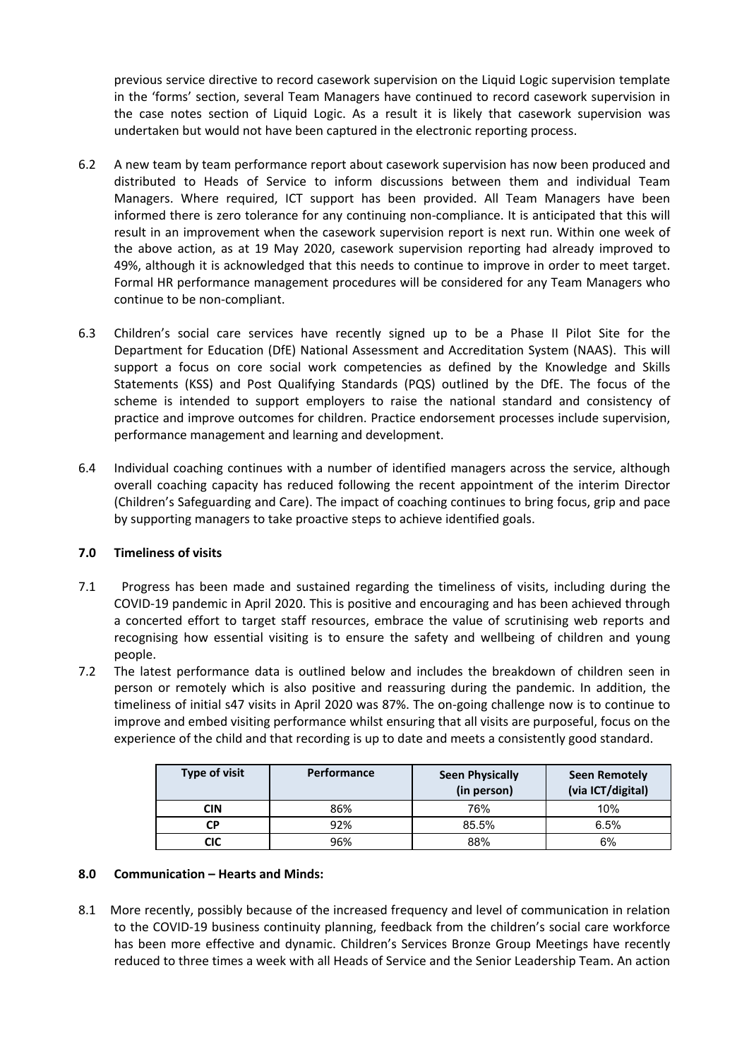previous service directive to record casework supervision on the Liquid Logic supervision template in the 'forms' section, several Team Managers have continued to record casework supervision in the case notes section of Liquid Logic. As a result it is likely that casework supervision was undertaken but would not have been captured in the electronic reporting process.

6.2 A new team by team performance report about casework supervision has now been produced and distributed to Heads of Service to inform discussions between them and individual Team Managers. Where required, ICT support has been provided. All Team Managers have been informed there is zero tolerance for any continuing non-compliance. It is anticipated that this will result in an improvement when the casework supervision report is next run. Within one week of the above action, as at 19 May 2020, casework supervision reporting had already improved to 49%, although it is acknowledged that this needs to continue to improve in order to meet target. Formal HR performance management procedures will be considered for any Team Managers who continue to be non-compliant.

6.3 Children's social care services have recently signed up to be a Phase II Pilot Site for the Department for Education (DfE) National Assessment and Accreditation System (NAAS). This will support a focus on core social work competencies as defined by the Knowledge and Skills Statements (KSS) and Post Qualifying Standards (PQS) outlined by the DfE. The focus of the scheme is intended to support employers to raise the national standard and consistency of practice and improve outcomes for children. Practice endorsement processes include supervision, performance management and learning and development.

6.4 Individual coaching continues with a number of identified managers across the service, although overall coaching capacity has reduced following the recent appointment of the interim Director (Children's Safeguarding and Care). The impact of coaching continues to bring focus, grip and pace by supporting managers to take proactive steps to achieve identified goals.

## 7.0 Timeliness of visits

7.1 Progress has been made and sustained regarding the timeliness of visits, including during the COVID-19 pandemic in April 2020. This is positive and encouraging and has been achieved through a concerted effort to target staff resources, embrace the value of scrutinising web reports and recognising how essential visiting is to ensure the safety and wellbeing of children and young people.

7.2 The latest performance data is outlined below and includes the breakdown of children seen in person or remotely which is also positive and reassuring during the pandemic. In addition, the timeliness of initial s47 visits in April 2020 was 87%. The on-going challenge now is to continue to improve and embed visiting performance whilst ensuring that all visits are purposeful, focus on the experience of the child and that recording is up to date and meets a consistently good standard.

| Type of visit | Performance | Seen Physically (in person) | Seen Remotely (via ICT/digital) |
|---|---|---|---|
| CIN | 86% | 76% | 10% |
| CP | 92% | 85.5% | 6.5% |
| CIC | 96% | 88% | 6% |

## 8.0 Communication – Hearts and Minds:

8.1 More recently, possibly because of the increased frequency and level of communication in relation to the COVID-19 business continuity planning, feedback from the children's social care workforce has been more effective and dynamic. Children's Services Bronze Group Meetings have recently reduced to three times a week with all Heads of Service and the Senior Leadership Team. An action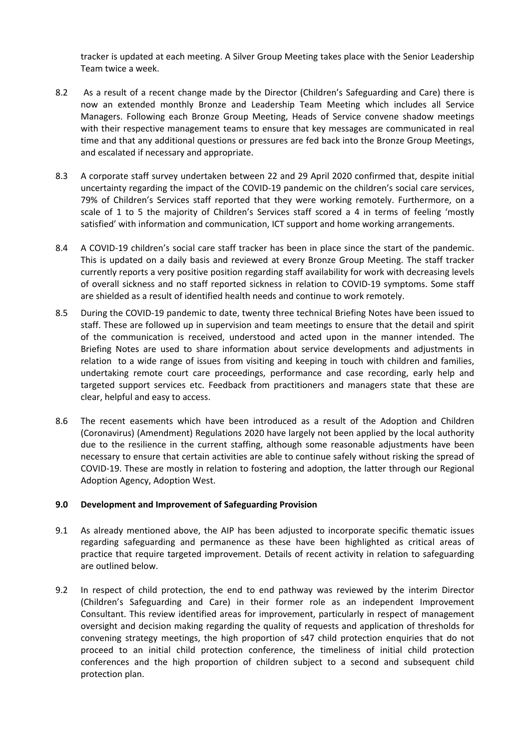tracker is updated at each meeting. A Silver Group Meeting takes place with the Senior Leadership Team twice a week.

8.2 As a result of a recent change made by the Director (Children's Safeguarding and Care) there is now an extended monthly Bronze and Leadership Team Meeting which includes all Service Managers. Following each Bronze Group Meeting, Heads of Service convene shadow meetings with their respective management teams to ensure that key messages are communicated in real time and that any additional questions or pressures are fed back into the Bronze Group Meetings, and escalated if necessary and appropriate.

8.3 A corporate staff survey undertaken between 22 and 29 April 2020 confirmed that, despite initial uncertainty regarding the impact of the COVID-19 pandemic on the children's social care services, 79% of Children's Services staff reported that they were working remotely. Furthermore, on a scale of 1 to 5 the majority of Children's Services staff scored a 4 in terms of feeling 'mostly satisfied' with information and communication, ICT support and home working arrangements.

8.4 A COVID-19 children's social care staff tracker has been in place since the start of the pandemic. This is updated on a daily basis and reviewed at every Bronze Group Meeting. The staff tracker currently reports a very positive position regarding staff availability for work with decreasing levels of overall sickness and no staff reported sickness in relation to COVID-19 symptoms. Some staff are shielded as a result of identified health needs and continue to work remotely.

8.5 During the COVID-19 pandemic to date, twenty three technical Briefing Notes have been issued to staff. These are followed up in supervision and team meetings to ensure that the detail and spirit of the communication is received, understood and acted upon in the manner intended. The Briefing Notes are used to share information about service developments and adjustments in relation to a wide range of issues from visiting and keeping in touch with children and families, undertaking remote court care proceedings, performance and case recording, early help and targeted support services etc. Feedback from practitioners and managers state that these are clear, helpful and easy to access.

8.6 The recent easements which have been introduced as a result of the Adoption and Children (Coronavirus) (Amendment) Regulations 2020 have largely not been applied by the local authority due to the resilience in the current staffing, although some reasonable adjustments have been necessary to ensure that certain activities are able to continue safely without risking the spread of COVID-19. These are mostly in relation to fostering and adoption, the latter through our Regional Adoption Agency, Adoption West.

## 9.0 Development and Improvement of Safeguarding Provision

9.1 As already mentioned above, the AIP has been adjusted to incorporate specific thematic issues regarding safeguarding and permanence as these have been highlighted as critical areas of practice that require targeted improvement. Details of recent activity in relation to safeguarding are outlined below.

9.2 In respect of child protection, the end to end pathway was reviewed by the interim Director (Children's Safeguarding and Care) in their former role as an independent Improvement Consultant. This review identified areas for improvement, particularly in respect of management oversight and decision making regarding the quality of requests and application of thresholds for convening strategy meetings, the high proportion of s47 child protection enquiries that do not proceed to an initial child protection conference, the timeliness of initial child protection conferences and the high proportion of children subject to a second and subsequent child protection plan.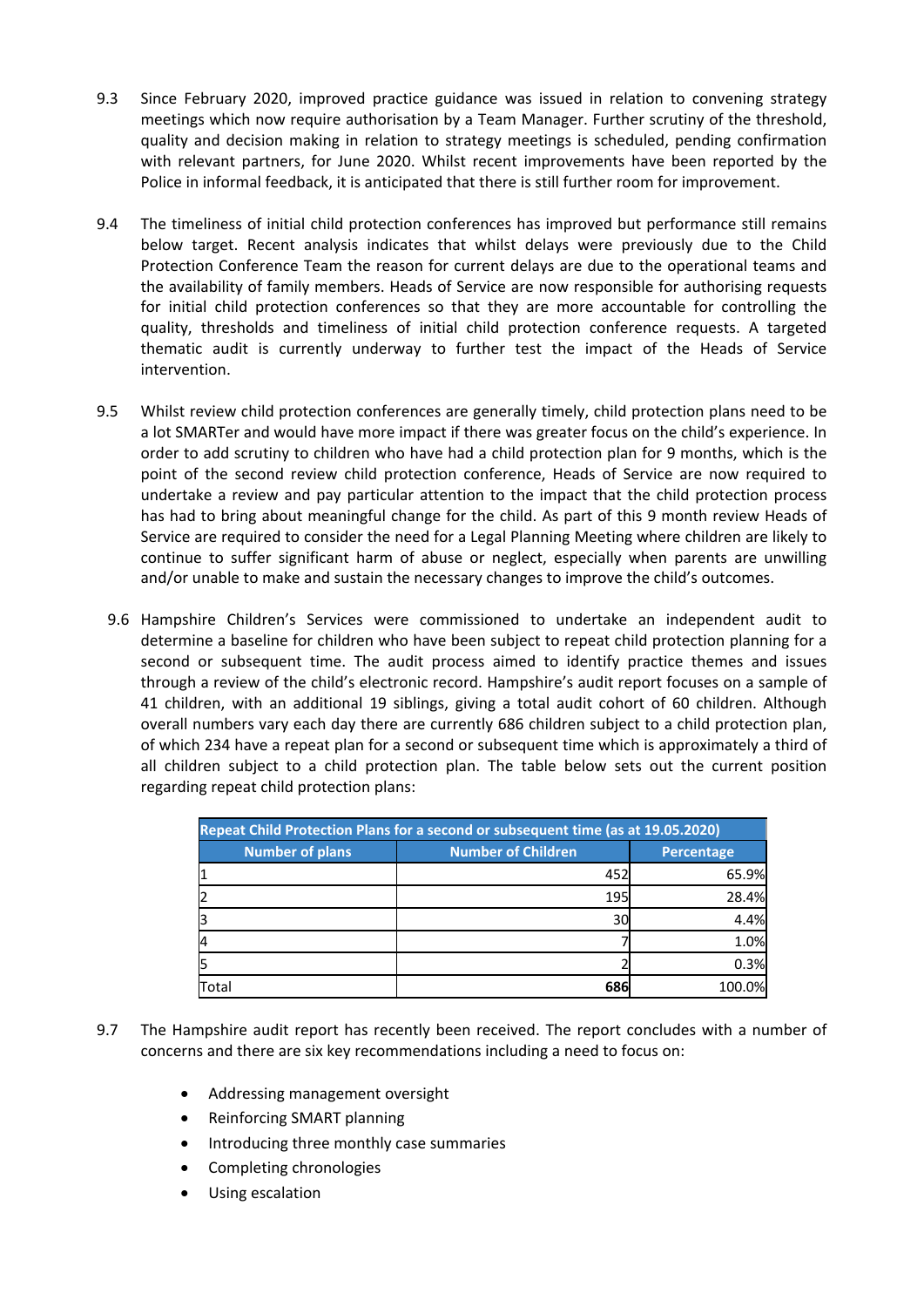9.3 Since February 2020, improved practice guidance was issued in relation to convening strategy meetings which now require authorisation by a Team Manager. Further scrutiny of the threshold, quality and decision making in relation to strategy meetings is scheduled, pending confirmation with relevant partners, for June 2020. Whilst recent improvements have been reported by the Police in informal feedback, it is anticipated that there is still further room for improvement.

9.4 The timeliness of initial child protection conferences has improved but performance still remains below target. Recent analysis indicates that whilst delays were previously due to the Child Protection Conference Team the reason for current delays are due to the operational teams and the availability of family members. Heads of Service are now responsible for authorising requests for initial child protection conferences so that they are more accountable for controlling the quality, thresholds and timeliness of initial child protection conference requests. A targeted thematic audit is currently underway to further test the impact of the Heads of Service intervention.

9.5 Whilst review child protection conferences are generally timely, child protection plans need to be a lot SMARTer and would have more impact if there was greater focus on the child's experience. In order to add scrutiny to children who have had a child protection plan for 9 months, which is the point of the second review child protection conference, Heads of Service are now required to undertake a review and pay particular attention to the impact that the child protection process has had to bring about meaningful change for the child. As part of this 9 month review Heads of Service are required to consider the need for a Legal Planning Meeting where children are likely to continue to suffer significant harm of abuse or neglect, especially when parents are unwilling and/or unable to make and sustain the necessary changes to improve the child's outcomes.

9.6 Hampshire Children's Services were commissioned to undertake an independent audit to determine a baseline for children who have been subject to repeat child protection planning for a second or subsequent time. The audit process aimed to identify practice themes and issues through a review of the child's electronic record. Hampshire's audit report focuses on a sample of 41 children, with an additional 19 siblings, giving a total audit cohort of 60 children. Although overall numbers vary each day there are currently 686 children subject to a child protection plan, of which 234 have a repeat plan for a second or subsequent time which is approximately a third of all children subject to a child protection plan. The table below sets out the current position regarding repeat child protection plans:

| Repeat Child Protection Plans for a second or subsequent time (as at 19.05.2020) | | |
|---|---|---|
| **Number of plans** | **Number of Children** | **Percentage** |
| 1 | 452 | 65.9% |
| 2 | 195 | 28.4% |
| 3 | 30 | 4.4% |
| 4 | 7 | 1.0% |
| 5 | 2 | 0.3% |
| Total | **686** | 100.0% |

9.7 The Hampshire audit report has recently been received. The report concludes with a number of concerns and there are six key recommendations including a need to focus on:

- Addressing management oversight
- Reinforcing SMART planning
- Introducing three monthly case summaries
- Completing chronologies
- Using escalation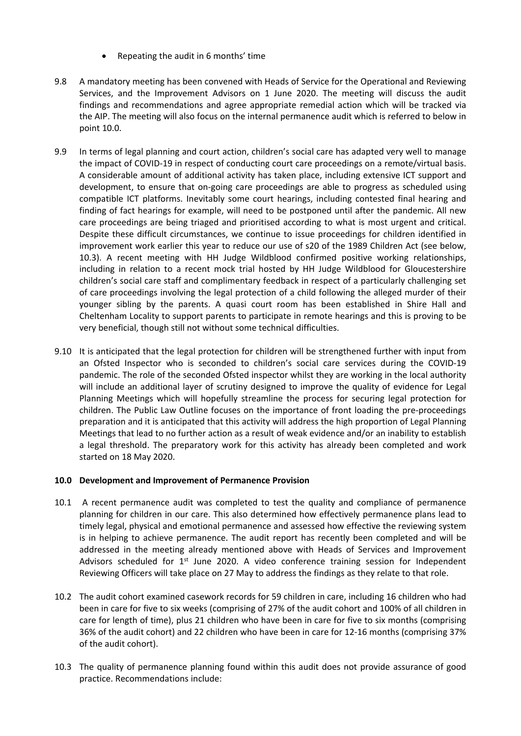- Repeating the audit in 6 months' time

9.8 A mandatory meeting has been convened with Heads of Service for the Operational and Reviewing Services, and the Improvement Advisors on 1 June 2020. The meeting will discuss the audit findings and recommendations and agree appropriate remedial action which will be tracked via the AIP. The meeting will also focus on the internal permanence audit which is referred to below in point 10.0.

9.9 In terms of legal planning and court action, children's social care has adapted very well to manage the impact of COVID-19 in respect of conducting court care proceedings on a remote/virtual basis. A considerable amount of additional activity has taken place, including extensive ICT support and development, to ensure that on-going care proceedings are able to progress as scheduled using compatible ICT platforms. Inevitably some court hearings, including contested final hearing and finding of fact hearings for example, will need to be postponed until after the pandemic. All new care proceedings are being triaged and prioritised according to what is most urgent and critical. Despite these difficult circumstances, we continue to issue proceedings for children identified in improvement work earlier this year to reduce our use of s20 of the 1989 Children Act (see below, 10.3). A recent meeting with HH Judge Wildblood confirmed positive working relationships, including in relation to a recent mock trial hosted by HH Judge Wildblood for Gloucestershire children's social care staff and complimentary feedback in respect of a particularly challenging set of care proceedings involving the legal protection of a child following the alleged murder of their younger sibling by the parents. A quasi court room has been established in Shire Hall and Cheltenham Locality to support parents to participate in remote hearings and this is proving to be very beneficial, though still not without some technical difficulties.

9.10 It is anticipated that the legal protection for children will be strengthened further with input from an Ofsted Inspector who is seconded to children's social care services during the COVID-19 pandemic. The role of the seconded Ofsted inspector whilst they are working in the local authority will include an additional layer of scrutiny designed to improve the quality of evidence for Legal Planning Meetings which will hopefully streamline the process for securing legal protection for children. The Public Law Outline focuses on the importance of front loading the pre-proceedings preparation and it is anticipated that this activity will address the high proportion of Legal Planning Meetings that lead to no further action as a result of weak evidence and/or an inability to establish a legal threshold. The preparatory work for this activity has already been completed and work started on 18 May 2020.

## 10.0 Development and Improvement of Permanence Provision

10.1 A recent permanence audit was completed to test the quality and compliance of permanence planning for children in our care. This also determined how effectively permanence plans lead to timely legal, physical and emotional permanence and assessed how effective the reviewing system is in helping to achieve permanence. The audit report has recently been completed and will be addressed in the meeting already mentioned above with Heads of Services and Improvement Advisors scheduled for 1st June 2020. A video conference training session for Independent Reviewing Officers will take place on 27 May to address the findings as they relate to that role.

10.2 The audit cohort examined casework records for 59 children in care, including 16 children who had been in care for five to six weeks (comprising of 27% of the audit cohort and 100% of all children in care for length of time), plus 21 children who have been in care for five to six months (comprising 36% of the audit cohort) and 22 children who have been in care for 12-16 months (comprising 37% of the audit cohort).

10.3 The quality of permanence planning found within this audit does not provide assurance of good practice. Recommendations include: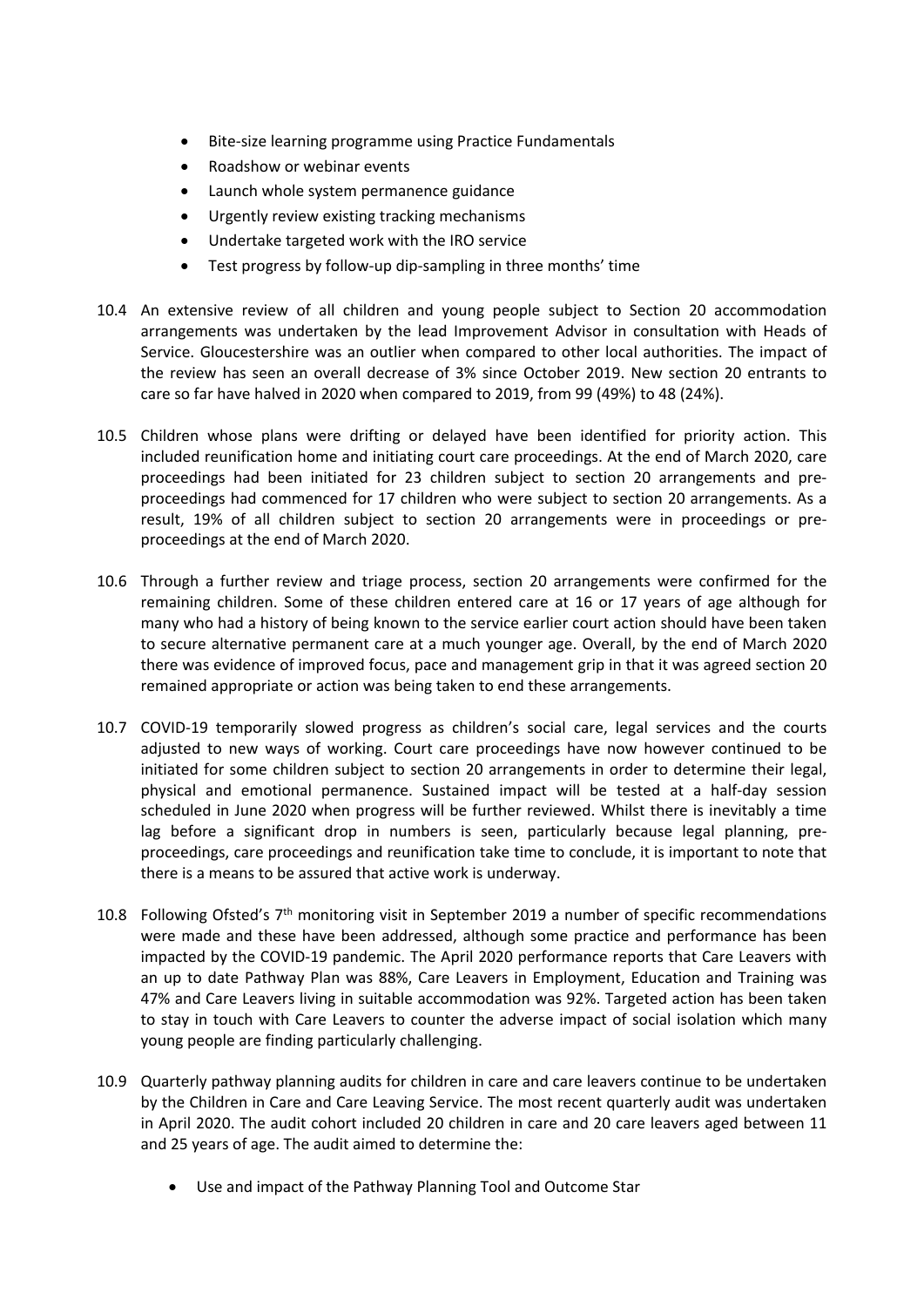- Bite-size learning programme using Practice Fundamentals
- Roadshow or webinar events
- Launch whole system permanence guidance
- Urgently review existing tracking mechanisms
- Undertake targeted work with the IRO service
- Test progress by follow-up dip-sampling in three months' time

10.4 An extensive review of all children and young people subject to Section 20 accommodation arrangements was undertaken by the lead Improvement Advisor in consultation with Heads of Service. Gloucestershire was an outlier when compared to other local authorities. The impact of the review has seen an overall decrease of 3% since October 2019. New section 20 entrants to care so far have halved in 2020 when compared to 2019, from 99 (49%) to 48 (24%).

10.5 Children whose plans were drifting or delayed have been identified for priority action. This included reunification home and initiating court care proceedings. At the end of March 2020, care proceedings had been initiated for 23 children subject to section 20 arrangements and pre-proceedings had commenced for 17 children who were subject to section 20 arrangements. As a result, 19% of all children subject to section 20 arrangements were in proceedings or pre-proceedings at the end of March 2020.

10.6 Through a further review and triage process, section 20 arrangements were confirmed for the remaining children. Some of these children entered care at 16 or 17 years of age although for many who had a history of being known to the service earlier court action should have been taken to secure alternative permanent care at a much younger age. Overall, by the end of March 2020 there was evidence of improved focus, pace and management grip in that it was agreed section 20 remained appropriate or action was being taken to end these arrangements.

10.7 COVID-19 temporarily slowed progress as children's social care, legal services and the courts adjusted to new ways of working. Court care proceedings have now however continued to be initiated for some children subject to section 20 arrangements in order to determine their legal, physical and emotional permanence. Sustained impact will be tested at a half-day session scheduled in June 2020 when progress will be further reviewed. Whilst there is inevitably a time lag before a significant drop in numbers is seen, particularly because legal planning, pre-proceedings, care proceedings and reunification take time to conclude, it is important to note that there is a means to be assured that active work is underway.

10.8 Following Ofsted's 7th monitoring visit in September 2019 a number of specific recommendations were made and these have been addressed, although some practice and performance has been impacted by the COVID-19 pandemic. The April 2020 performance reports that Care Leavers with an up to date Pathway Plan was 88%, Care Leavers in Employment, Education and Training was 47% and Care Leavers living in suitable accommodation was 92%. Targeted action has been taken to stay in touch with Care Leavers to counter the adverse impact of social isolation which many young people are finding particularly challenging.

10.9 Quarterly pathway planning audits for children in care and care leavers continue to be undertaken by the Children in Care and Care Leaving Service. The most recent quarterly audit was undertaken in April 2020. The audit cohort included 20 children in care and 20 care leavers aged between 11 and 25 years of age. The audit aimed to determine the:

- Use and impact of the Pathway Planning Tool and Outcome Star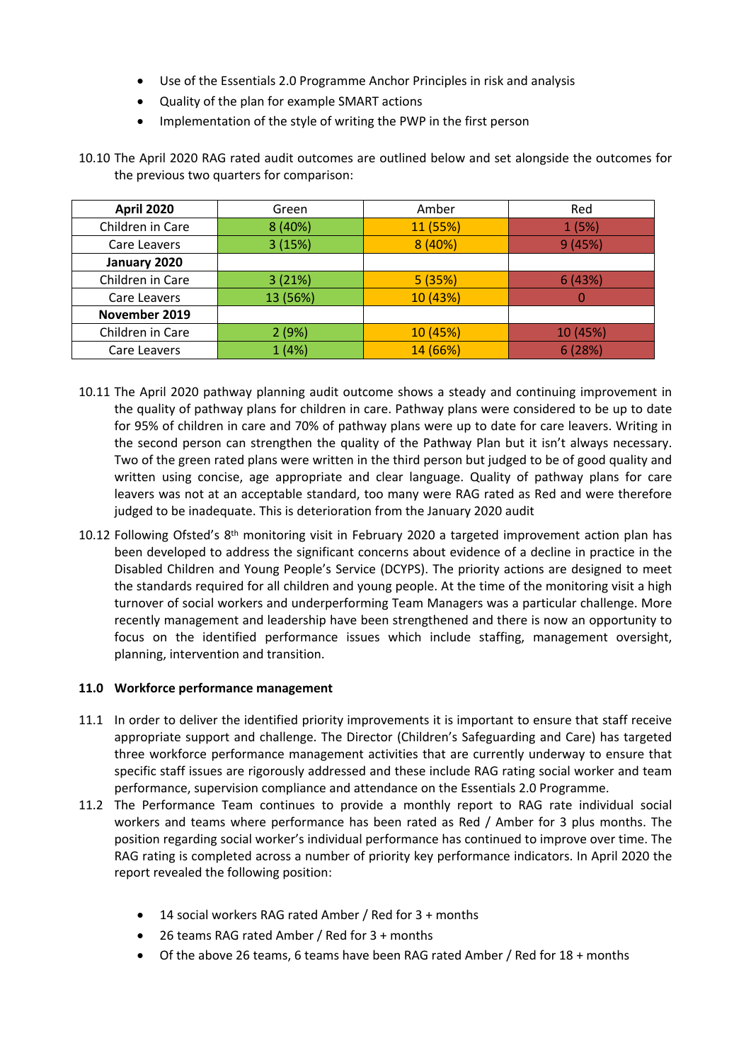- Use of the Essentials 2.0 Programme Anchor Principles in risk and analysis
- Quality of the plan for example SMART actions
- Implementation of the style of writing the PWP in the first person

10.10 The April 2020 RAG rated audit outcomes are outlined below and set alongside the outcomes for the previous two quarters for comparison:

| **April 2020** | Green | Amber | Red |
|---|---|---|---|
| Children in Care | 8 (40%) | 11 (55%) | 1 (5%) |
| Care Leavers | 3 (15%) | 8 (40%) | 9 (45%) |
| **January 2020** | | | |
| Children in Care | 3 (21%) | 5 (35%) | 6 (43%) |
| Care Leavers | 13 (56%) | 10 (43%) | 0 |
| **November 2019** | | | |
| Children in Care | 2 (9%) | 10 (45%) | 10 (45%) |
| Care Leavers | 1 (4%) | 14 (66%) | 6 (28%) |

10.11 The April 2020 pathway planning audit outcome shows a steady and continuing improvement in the quality of pathway plans for children in care. Pathway plans were considered to be up to date for 95% of children in care and 70% of pathway plans were up to date for care leavers. Writing in the second person can strengthen the quality of the Pathway Plan but it isn't always necessary. Two of the green rated plans were written in the third person but judged to be of good quality and written using concise, age appropriate and clear language. Quality of pathway plans for care leavers was not at an acceptable standard, too many were RAG rated as Red and were therefore judged to be inadequate. This is deterioration from the January 2020 audit

10.12 Following Ofsted's 8th monitoring visit in February 2020 a targeted improvement action plan has been developed to address the significant concerns about evidence of a decline in practice in the Disabled Children and Young People's Service (DCYPS). The priority actions are designed to meet the standards required for all children and young people. At the time of the monitoring visit a high turnover of social workers and underperforming Team Managers was a particular challenge. More recently management and leadership have been strengthened and there is now an opportunity to focus on the identified performance issues which include staffing, management oversight, planning, intervention and transition.

### 11.0 Workforce performance management

11.1 In order to deliver the identified priority improvements it is important to ensure that staff receive appropriate support and challenge. The Director (Children's Safeguarding and Care) has targeted three workforce performance management activities that are currently underway to ensure that specific staff issues are rigorously addressed and these include RAG rating social worker and team performance, supervision compliance and attendance on the Essentials 2.0 Programme.

11.2 The Performance Team continues to provide a monthly report to RAG rate individual social workers and teams where performance has been rated as Red / Amber for 3 plus months. The position regarding social worker's individual performance has continued to improve over time. The RAG rating is completed across a number of priority key performance indicators. In April 2020 the report revealed the following position:

- 14 social workers RAG rated Amber / Red for 3 + months
- 26 teams RAG rated Amber / Red for 3 + months
- Of the above 26 teams, 6 teams have been RAG rated Amber / Red for 18 + months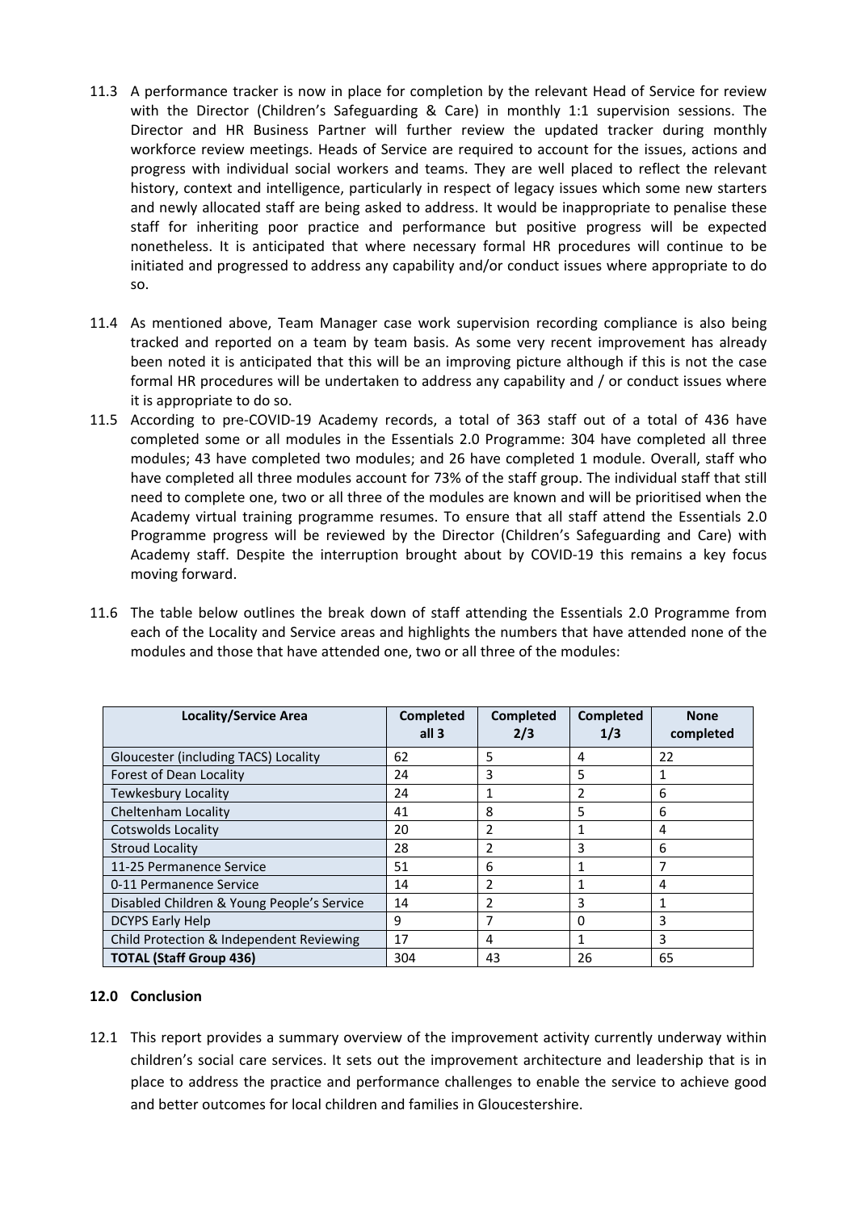11.3 A performance tracker is now in place for completion by the relevant Head of Service for review with the Director (Children's Safeguarding & Care) in monthly 1:1 supervision sessions. The Director and HR Business Partner will further review the updated tracker during monthly workforce review meetings. Heads of Service are required to account for the issues, actions and progress with individual social workers and teams. They are well placed to reflect the relevant history, context and intelligence, particularly in respect of legacy issues which some new starters and newly allocated staff are being asked to address. It would be inappropriate to penalise these staff for inheriting poor practice and performance but positive progress will be expected nonetheless. It is anticipated that where necessary formal HR procedures will continue to be initiated and progressed to address any capability and/or conduct issues where appropriate to do so.

11.4 As mentioned above, Team Manager case work supervision recording compliance is also being tracked and reported on a team by team basis. As some very recent improvement has already been noted it is anticipated that this will be an improving picture although if this is not the case formal HR procedures will be undertaken to address any capability and / or conduct issues where it is appropriate to do so.

11.5 According to pre-COVID-19 Academy records, a total of 363 staff out of a total of 436 have completed some or all modules in the Essentials 2.0 Programme: 304 have completed all three modules; 43 have completed two modules; and 26 have completed 1 module. Overall, staff who have completed all three modules account for 73% of the staff group. The individual staff that still need to complete one, two or all three of the modules are known and will be prioritised when the Academy virtual training programme resumes. To ensure that all staff attend the Essentials 2.0 Programme progress will be reviewed by the Director (Children's Safeguarding and Care) with Academy staff. Despite the interruption brought about by COVID-19 this remains a key focus moving forward.

11.6 The table below outlines the break down of staff attending the Essentials 2.0 Programme from each of the Locality and Service areas and highlights the numbers that have attended none of the modules and those that have attended one, two or all three of the modules:

| Locality/Service Area | Completed all 3 | Completed 2/3 | Completed 1/3 | None completed |
|---|---|---|---|---|
| Gloucester (including TACS) Locality | 62 | 5 | 4 | 22 |
| Forest of Dean Locality | 24 | 3 | 5 | 1 |
| Tewkesbury Locality | 24 | 1 | 2 | 6 |
| Cheltenham Locality | 41 | 8 | 5 | 6 |
| Cotswolds Locality | 20 | 2 | 1 | 4 |
| Stroud Locality | 28 | 2 | 3 | 6 |
| 11-25 Permanence Service | 51 | 6 | 1 | 7 |
| 0-11 Permanence Service | 14 | 2 | 1 | 4 |
| Disabled Children & Young People's Service | 14 | 2 | 3 | 1 |
| DCYPS Early Help | 9 | 7 | 0 | 3 |
| Child Protection & Independent Reviewing | 17 | 4 | 1 | 3 |
| **TOTAL (Staff Group 436)** | 304 | 43 | 26 | 65 |

## 12.0 Conclusion

12.1 This report provides a summary overview of the improvement activity currently underway within children's social care services. It sets out the improvement architecture and leadership that is in place to address the practice and performance challenges to enable the service to achieve good and better outcomes for local children and families in Gloucestershire.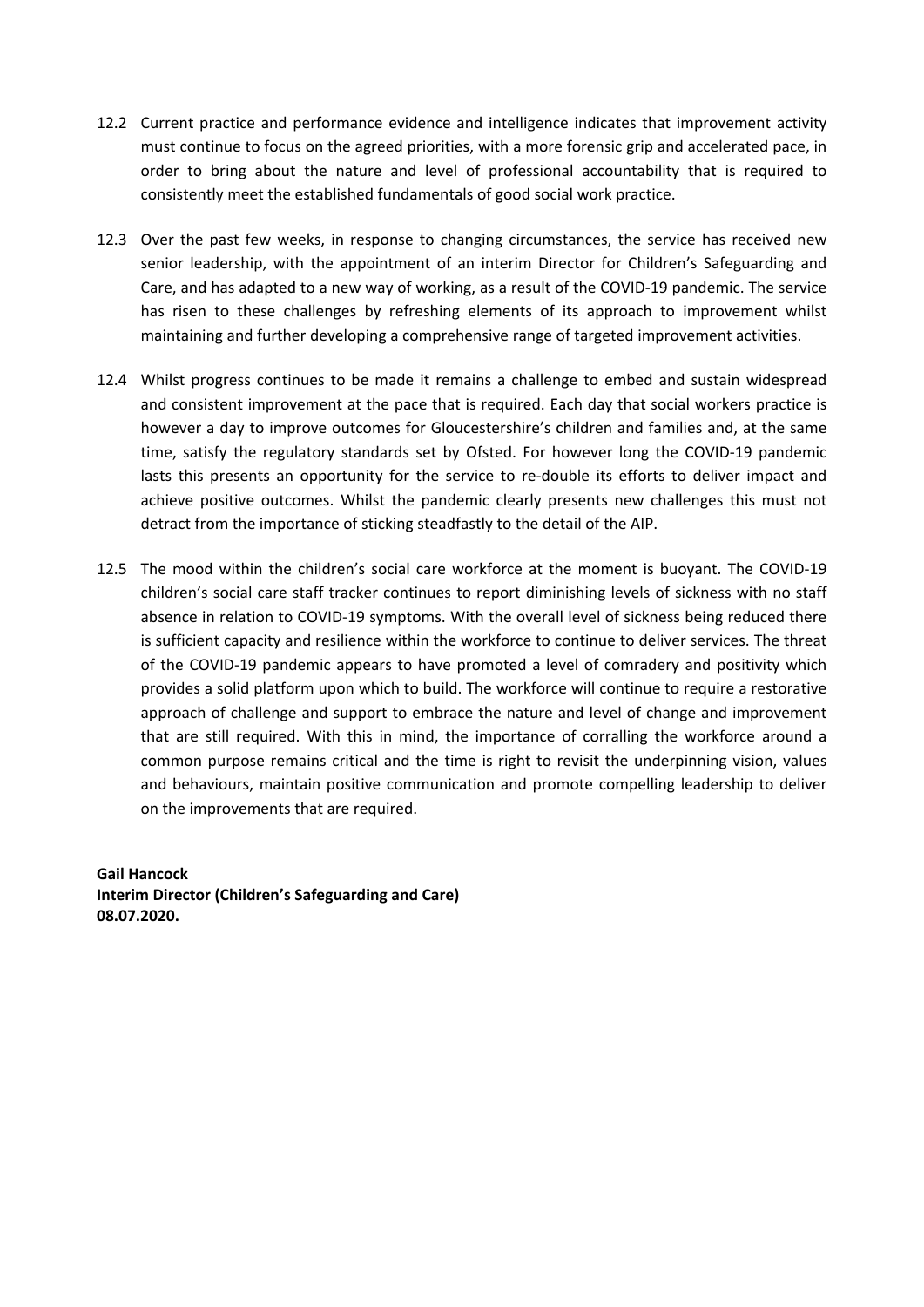12.2 Current practice and performance evidence and intelligence indicates that improvement activity must continue to focus on the agreed priorities, with a more forensic grip and accelerated pace, in order to bring about the nature and level of professional accountability that is required to consistently meet the established fundamentals of good social work practice.

12.3 Over the past few weeks, in response to changing circumstances, the service has received new senior leadership, with the appointment of an interim Director for Children's Safeguarding and Care, and has adapted to a new way of working, as a result of the COVID-19 pandemic. The service has risen to these challenges by refreshing elements of its approach to improvement whilst maintaining and further developing a comprehensive range of targeted improvement activities.

12.4 Whilst progress continues to be made it remains a challenge to embed and sustain widespread and consistent improvement at the pace that is required. Each day that social workers practice is however a day to improve outcomes for Gloucestershire's children and families and, at the same time, satisfy the regulatory standards set by Ofsted. For however long the COVID-19 pandemic lasts this presents an opportunity for the service to re-double its efforts to deliver impact and achieve positive outcomes. Whilst the pandemic clearly presents new challenges this must not detract from the importance of sticking steadfastly to the detail of the AIP.

12.5 The mood within the children's social care workforce at the moment is buoyant. The COVID-19 children's social care staff tracker continues to report diminishing levels of sickness with no staff absence in relation to COVID-19 symptoms. With the overall level of sickness being reduced there is sufficient capacity and resilience within the workforce to continue to deliver services. The threat of the COVID-19 pandemic appears to have promoted a level of comradery and positivity which provides a solid platform upon which to build. The workforce will continue to require a restorative approach of challenge and support to embrace the nature and level of change and improvement that are still required. With this in mind, the importance of corralling the workforce around a common purpose remains critical and the time is right to revisit the underpinning vision, values and behaviours, maintain positive communication and promote compelling leadership to deliver on the improvements that are required.

**Gail Hancock**
**Interim Director (Children's Safeguarding and Care)**
**08.07.2020.**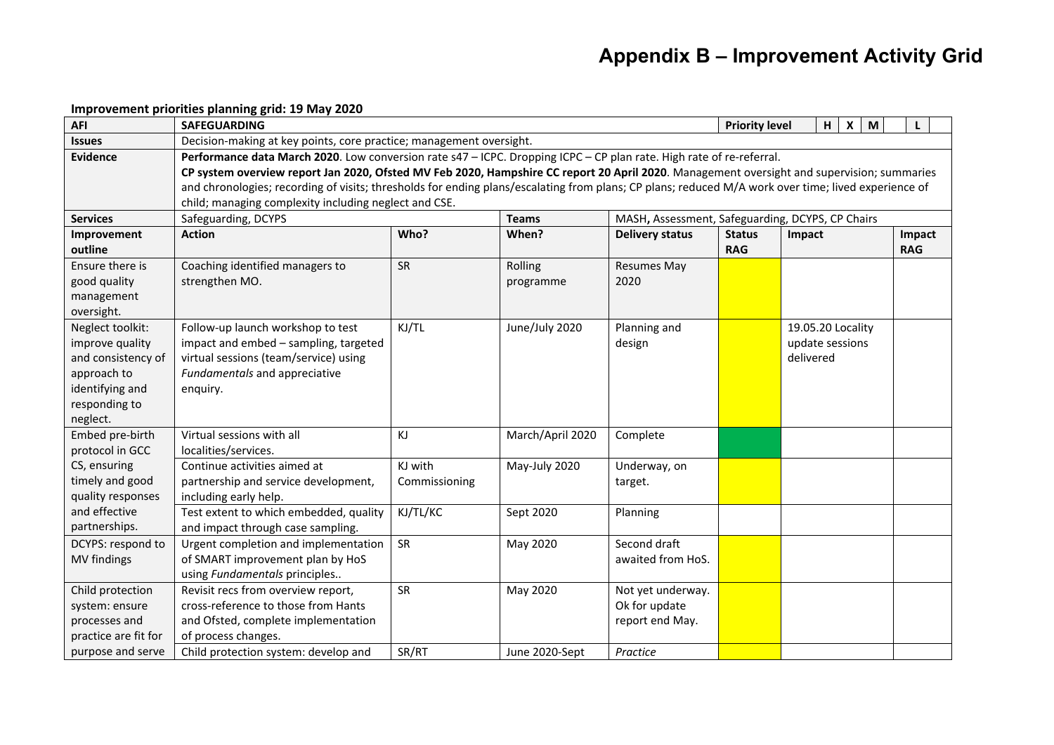# Appendix B – Improvement Activity Grid

**Improvement priorities planning grid: 19 May 2020**

| AFI | SAFEGUARDING | | | | Priority level | H X M L | |
|---|---|---|---|---|---|---|---|
| **Issues** | Decision-making at key points, core practice; management oversight. | | | | | | |
| **Evidence** | **Performance data March 2020**. Low conversion rate s47 – ICPC. Dropping ICPC – CP plan rate. High rate of re-referral. **CP system overview report Jan 2020, Ofsted MV Feb 2020, Hampshire CC report 20 April 2020**. Management oversight and supervision; summaries and chronologies; recording of visits; thresholds for ending plans/escalating from plans; CP plans; reduced M/A work over time; lived experience of child; managing complexity including neglect and CSE. | | | | | | |
| **Services** | Safeguarding, DCYPS | | **Teams** | MASH, Assessment, Safeguarding, DCYPS, CP Chairs | | | |
| **Improvement outline** | **Action** | **Who?** | **When?** | **Delivery status** | **Status RAG** | **Impact** | **Impact RAG** |
| Ensure there is good quality management oversight. | Coaching identified managers to strengthen MO. | SR | Rolling programme | Resumes May 2020 | | | |
| Neglect toolkit: improve quality and consistency of approach to identifying and responding to neglect. | Follow-up launch workshop to test impact and embed – sampling, targeted virtual sessions (team/service) using *Fundamentals* and appreciative enquiry. | KJ/TL | June/July 2020 | Planning and design | | 19.05.20 Locality update sessions delivered | |
| Embed pre-birth protocol in GCC CS, ensuring timely and good quality responses and effective partnerships. | Virtual sessions with all localities/services. | KJ | March/April 2020 | Complete | | | |
| | Continue activities aimed at partnership and service development, including early help. | KJ with Commissioning | May-July 2020 | Underway, on target. | | | |
| | Test extent to which embedded, quality and impact through case sampling. | KJ/TL/KC | Sept 2020 | Planning | | | |
| DCYPS: respond to MV findings | Urgent completion and implementation of SMART improvement plan by HoS using *Fundamentals* principles.. | SR | May 2020 | Second draft awaited from HoS. | | | |
| Child protection system: ensure processes and practice are fit for purpose and serve | Revisit recs from overview report, cross-reference to those from Hants and Ofsted, complete implementation of process changes. | SR | May 2020 | Not yet underway. Ok for update report end May. | | | |
| | Child protection system: develop and | SR/RT | June 2020-Sept | *Practice* | | | |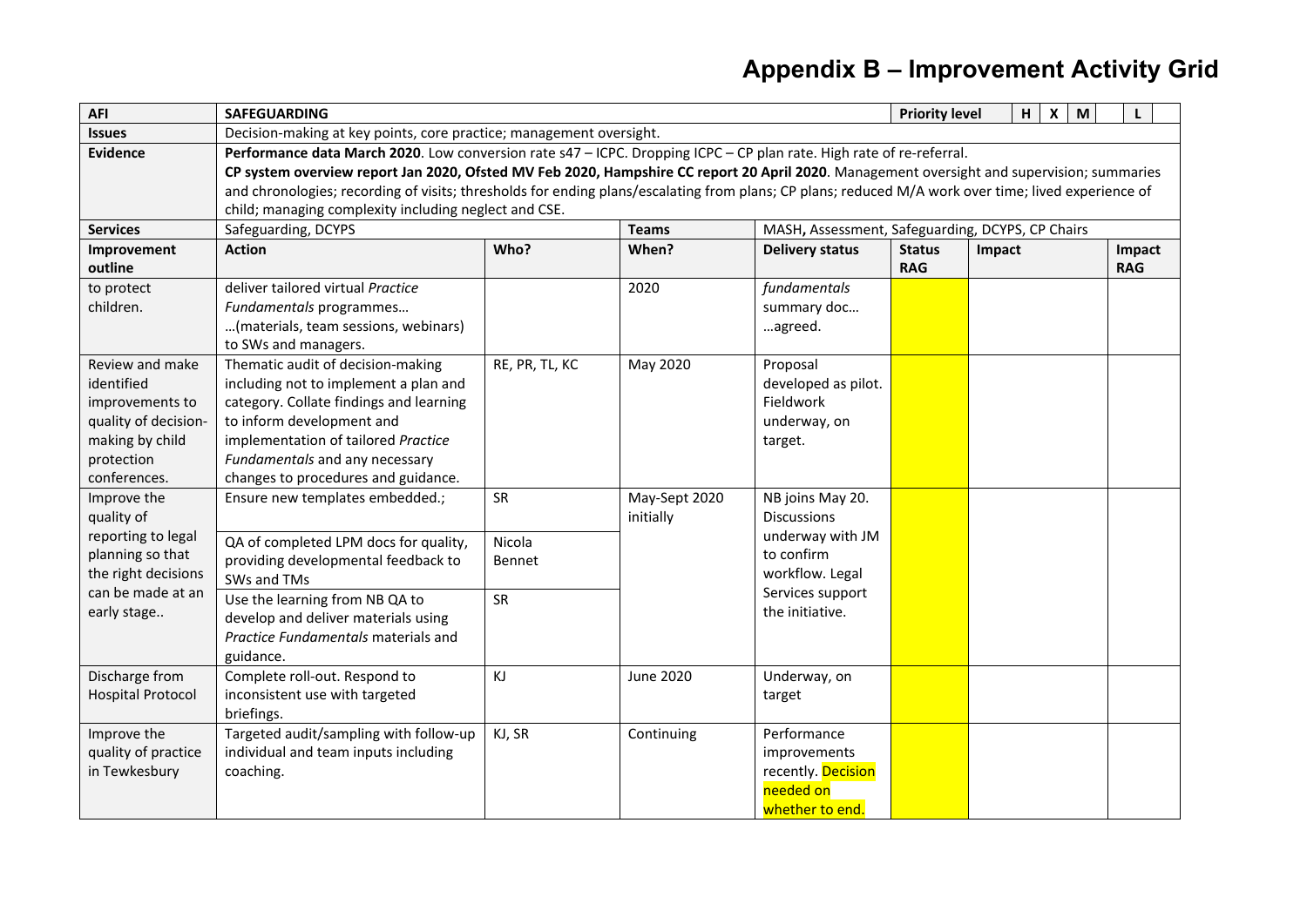# Appendix B – Improvement Activity Grid

| **AFI** | **SAFEGUARDING** | | | | **Priority level** | **H** | **X** | **M** | | **L** |
|---|---|---|---|---|---|---|---|---|---|---|
| **Issues** | Decision-making at key points, core practice; management oversight. | | | | | | | | | |
| **Evidence** | **Performance data March 2020**. Low conversion rate s47 – ICPC. Dropping ICPC – CP plan rate. High rate of re-referral. **CP system overview report Jan 2020, Ofsted MV Feb 2020, Hampshire CC report 20 April 2020**. Management oversight and supervision; summaries and chronologies; recording of visits; thresholds for ending plans/escalating from plans; CP plans; reduced M/A work over time; lived experience of child; managing complexity including neglect and CSE. | | | | | | | | | |
| **Services** | Safeguarding, DCYPS | | **Teams** | MASH**,** Assessment, Safeguarding, DCYPS, CP Chairs | | | | | | |

| **Improvement outline** | **Action** | **Who?** | **When?** | **Delivery status** | **Status RAG** | **Impact** | **Impact RAG** |
|---|---|---|---|---|---|---|---|
| to protect children. | deliver tailored virtual *Practice Fundamentals* programmes… …(materials, team sessions, webinars) to SWs and managers. | | 2020 | *fundamentals* summary doc… …agreed. | | | |
| Review and make identified improvements to quality of decision-making by child protection conferences. | Thematic audit of decision-making including not to implement a plan and category. Collate findings and learning to inform development and implementation of tailored *Practice Fundamentals* and any necessary changes to procedures and guidance. | RE, PR, TL, KC | May 2020 | Proposal developed as pilot. Fieldwork underway, on target. | | | |
| Improve the quality of reporting to legal planning so that the right decisions can be made at an early stage.. | Ensure new templates embedded.; | SR | May-Sept 2020 initially | NB joins May 20. Discussions underway with JM to confirm workflow. Legal Services support the initiative. | | | |
| | QA of completed LPM docs for quality, providing developmental feedback to SWs and TMs | Nicola Bennet | | | | | |
| | Use the learning from NB QA to develop and deliver materials using *Practice Fundamentals* materials and guidance. | SR | | | | | |
| Discharge from Hospital Protocol | Complete roll-out. Respond to inconsistent use with targeted briefings. | KJ | June 2020 | Underway, on target | | | |
| Improve the quality of practice in Tewkesbury | Targeted audit/sampling with follow-up individual and team inputs including coaching. | KJ, SR | Continuing | Performance improvements recently. Decision needed on whether to end. | | | |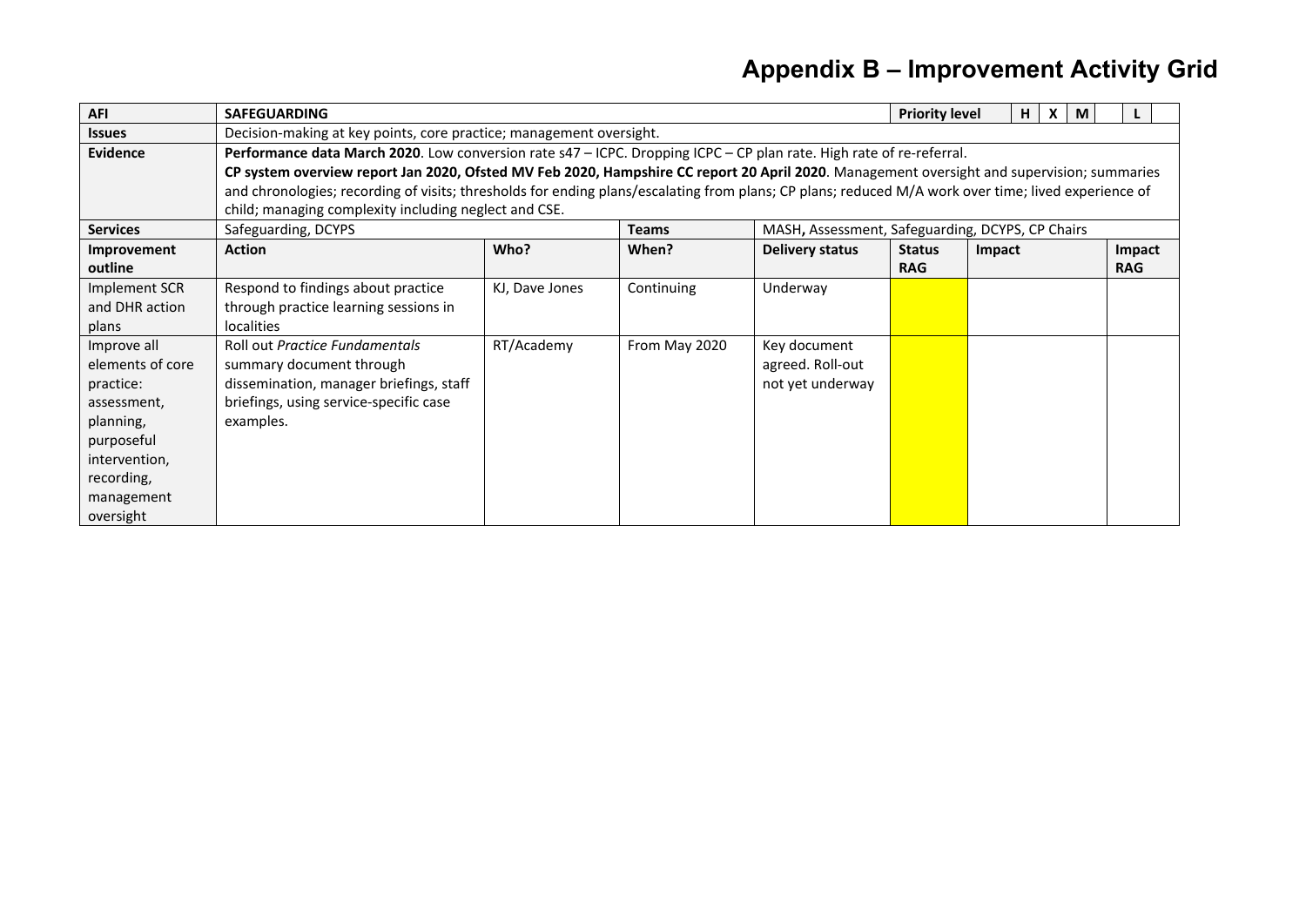# Appendix B – Improvement Activity Grid

| AFI | SAFEGUARDING | | | | Priority level | H | X | M | | L | |
|---|---|---|---|---|---|---|---|---|---|---|---|
| **Issues** | Decision-making at key points, core practice; management oversight. | | | | | | | | | | |
| **Evidence** | **Performance data March 2020**. Low conversion rate s47 – ICPC. Dropping ICPC – CP plan rate. High rate of re-referral.<br>**CP system overview report Jan 2020, Ofsted MV Feb 2020, Hampshire CC report 20 April 2020**. Management oversight and supervision; summaries and chronologies; recording of visits; thresholds for ending plans/escalating from plans; CP plans; reduced M/A work over time; lived experience of child; managing complexity including neglect and CSE. | | | | | | | | | | |
| **Services** | Safeguarding, DCYPS | | **Teams** | MASH, Assessment, Safeguarding, DCYPS, CP Chairs | | | | | | | |
| **Improvement outline** | **Action** | **Who?** | **When?** | **Delivery status** | **Status RAG** | **Impact** | | | | **Impact RAG** | |
| Implement SCR and DHR action plans | Respond to findings about practice through practice learning sessions in localities | KJ, Dave Jones | Continuing | Underway | | | | | | | |
| Improve all elements of core practice: assessment, planning, purposeful intervention, recording, management oversight | Roll out *Practice Fundamentals* summary document through dissemination, manager briefings, staff briefings, using service-specific case examples. | RT/Academy | From May 2020 | Key document agreed. Roll-out not yet underway | | | | | | | |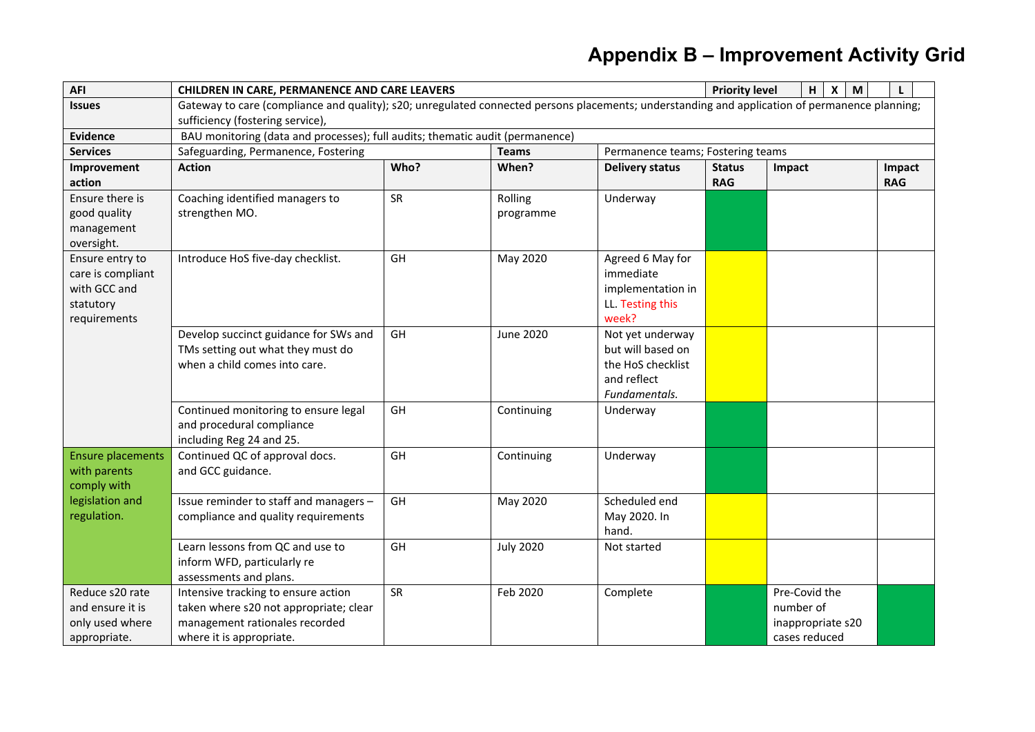# Appendix B – Improvement Activity Grid

| AFI | CHILDREN IN CARE, PERMANENCE AND CARE LEAVERS | | | | Priority level H X M L | | |
|---|---|---|---|---|---|---|---|
| **Issues** | Gateway to care (compliance and quality); s20; unregulated connected persons placements; understanding and application of permanence planning; sufficiency (fostering service), | | | | | | |
| **Evidence** | BAU monitoring (data and processes); full audits; thematic audit (permanence) | | | | | | |
| **Services** | Safeguarding, Permanence, Fostering | | **Teams** | Permanence teams; Fostering teams | | | |
| **Improvement action** | **Action** | **Who?** | **When?** | **Delivery status** | **Status RAG** | **Impact** | **Impact RAG** |
| Ensure there is good quality management oversight. | Coaching identified managers to strengthen MO. | SR | Rolling programme | Underway | Green | | |
| Ensure entry to care is compliant with GCC and statutory requirements | Introduce HoS five-day checklist. | GH | May 2020 | Agreed 6 May for immediate implementation in LL. Testing this week? | Yellow | | |
| | Develop succinct guidance for SWs and TMs setting out what they must do when a child comes into care. | GH | June 2020 | Not yet underway but will based on the HoS checklist and reflect *Fundamentals.* | Yellow | | |
| | Continued monitoring to ensure legal and procedural compliance including Reg 24 and 25. | GH | Continuing | Underway | Green | | |
| Ensure placements with parents comply with legislation and regulation. | Continued QC of approval docs. and GCC guidance. | GH | Continuing | Underway | Green | | |
| | Issue reminder to staff and managers – compliance and quality requirements | GH | May 2020 | Scheduled end May 2020. In hand. | Yellow | | |
| | Learn lessons from QC and use to inform WFD, particularly re assessments and plans. | GH | July 2020 | Not started | Yellow | | |
| Reduce s20 rate and ensure it is only used where appropriate. | Intensive tracking to ensure action taken where s20 not appropriate; clear management rationales recorded where it is appropriate. | SR | Feb 2020 | Complete | Green | Pre-Covid the number of inappropriate s20 cases reduced | Green |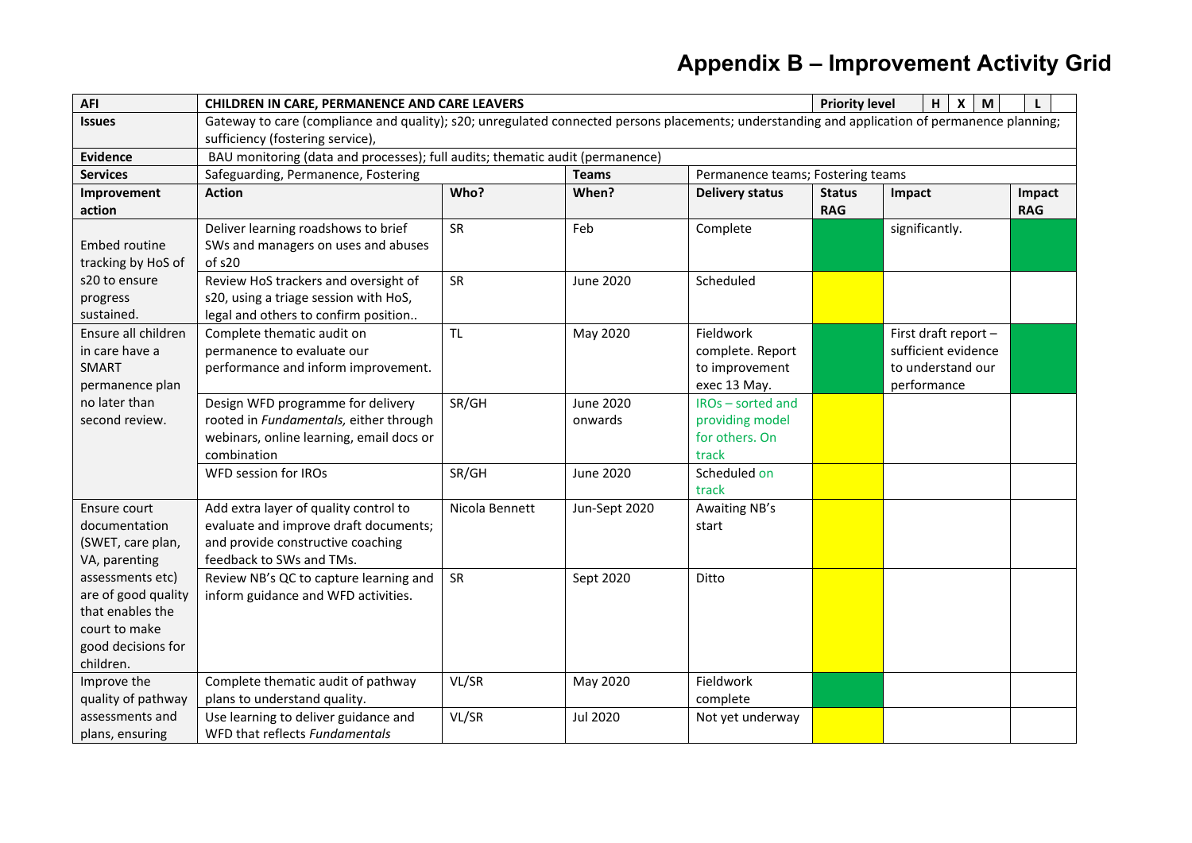# Appendix B – Improvement Activity Grid

| AFI | CHILDREN IN CARE, PERMANENCE AND CARE LEAVERS | | | | Priority level | H X M L | |
|---|---|---|---|---|---|---|---|
| **Issues** | Gateway to care (compliance and quality); s20; unregulated connected persons placements; understanding and application of permanence planning; sufficiency (fostering service), | | | | | | |
| **Evidence** | BAU monitoring (data and processes); full audits; thematic audit (permanence) | | | | | | |
| **Services** | Safeguarding, Permanence, Fostering | | **Teams** | Permanence teams; Fostering teams | | | |
| **Improvement action** | **Action** | **Who?** | **When?** | **Delivery status** | **Status RAG** | **Impact** | **Impact RAG** |
| Embed routine tracking by HoS of s20 to ensure progress sustained. | Deliver learning roadshows to brief SWs and managers on uses and abuses of s20 | SR | Feb | Complete | Green | significantly. | Green |
| | Review HoS trackers and oversight of s20, using a triage session with HoS, legal and others to confirm position.. | SR | June 2020 | Scheduled | Yellow | | |
| Ensure all children in care have a SMART permanence plan no later than second review. | Complete thematic audit on permanence to evaluate our performance and inform improvement. | TL | May 2020 | Fieldwork complete. Report to improvement exec 13 May. | Green | First draft report – sufficient evidence to understand our performance | Green |
| | Design WFD programme for delivery rooted in *Fundamentals,* either through webinars, online learning, email docs or combination | SR/GH | June 2020 onwards | IROs – sorted and providing model for others. On track | Yellow | | |
| | WFD session for IROs | SR/GH | June 2020 | Scheduled on track | Yellow | | |
| Ensure court documentation (SWET, care plan, VA, parenting assessments etc) are of good quality that enables the court to make good decisions for children. | Add extra layer of quality control to evaluate and improve draft documents; and provide constructive coaching feedback to SWs and TMs. | Nicola Bennett | Jun-Sept 2020 | Awaiting NB's start | Yellow | | |
| | Review NB's QC to capture learning and inform guidance and WFD activities. | SR | Sept 2020 | Ditto | Yellow | | |
| Improve the quality of pathway assessments and plans, ensuring | Complete thematic audit of pathway plans to understand quality. | VL/SR | May 2020 | Fieldwork complete | Green | | |
| | Use learning to deliver guidance and WFD that reflects *Fundamentals* | VL/SR | Jul 2020 | Not yet underway | Yellow | | |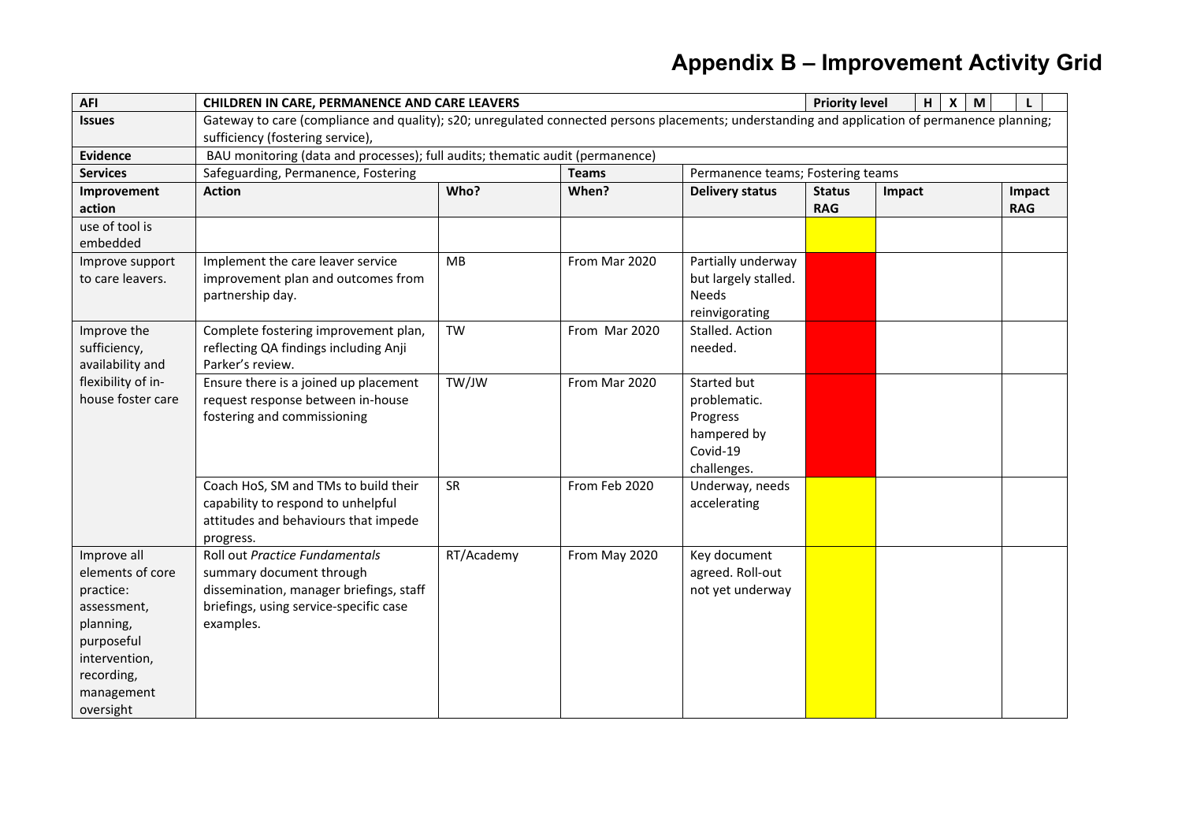# Appendix B – Improvement Activity Grid

| AFI | CHILDREN IN CARE, PERMANENCE AND CARE LEAVERS | | | | Priority level | H X M L | |
|---|---|---|---|---|---|---|---|
| **Issues** | Gateway to care (compliance and quality); s20; unregulated connected persons placements; understanding and application of permanence planning; sufficiency (fostering service), | | | | | | |
| **Evidence** | BAU monitoring (data and processes); full audits; thematic audit (permanence) | | | | | | |
| **Services** | Safeguarding, Permanence, Fostering | | **Teams** | Permanence teams; Fostering teams | | | |
| **Improvement action** | **Action** | **Who?** | **When?** | **Delivery status** | **Status RAG** | **Impact** | **Impact RAG** |
| use of tool is embedded | | | | | Yellow | | |
| Improve support to care leavers. | Implement the care leaver service improvement plan and outcomes from partnership day. | MB | From Mar 2020 | Partially underway but largely stalled. Needs reinvigorating | Red | | |
| Improve the sufficiency, availability and flexibility of in-house foster care | Complete fostering improvement plan, reflecting QA findings including Anji Parker's review. | TW | From Mar 2020 | Stalled. Action needed. | Red | | |
| | Ensure there is a joined up placement request response between in-house fostering and commissioning | TW/JW | From Mar 2020 | Started but problematic. Progress hampered by Covid-19 challenges. | Red | | |
| | Coach HoS, SM and TMs to build their capability to respond to unhelpful attitudes and behaviours that impede progress. | SR | From Feb 2020 | Underway, needs accelerating | Yellow | | |
| Improve all elements of core practice: assessment, planning, purposeful intervention, recording, management oversight | Roll out *Practice Fundamentals* summary document through dissemination, manager briefings, staff briefings, using service-specific case examples. | RT/Academy | From May 2020 | Key document agreed. Roll-out not yet underway | Yellow | | |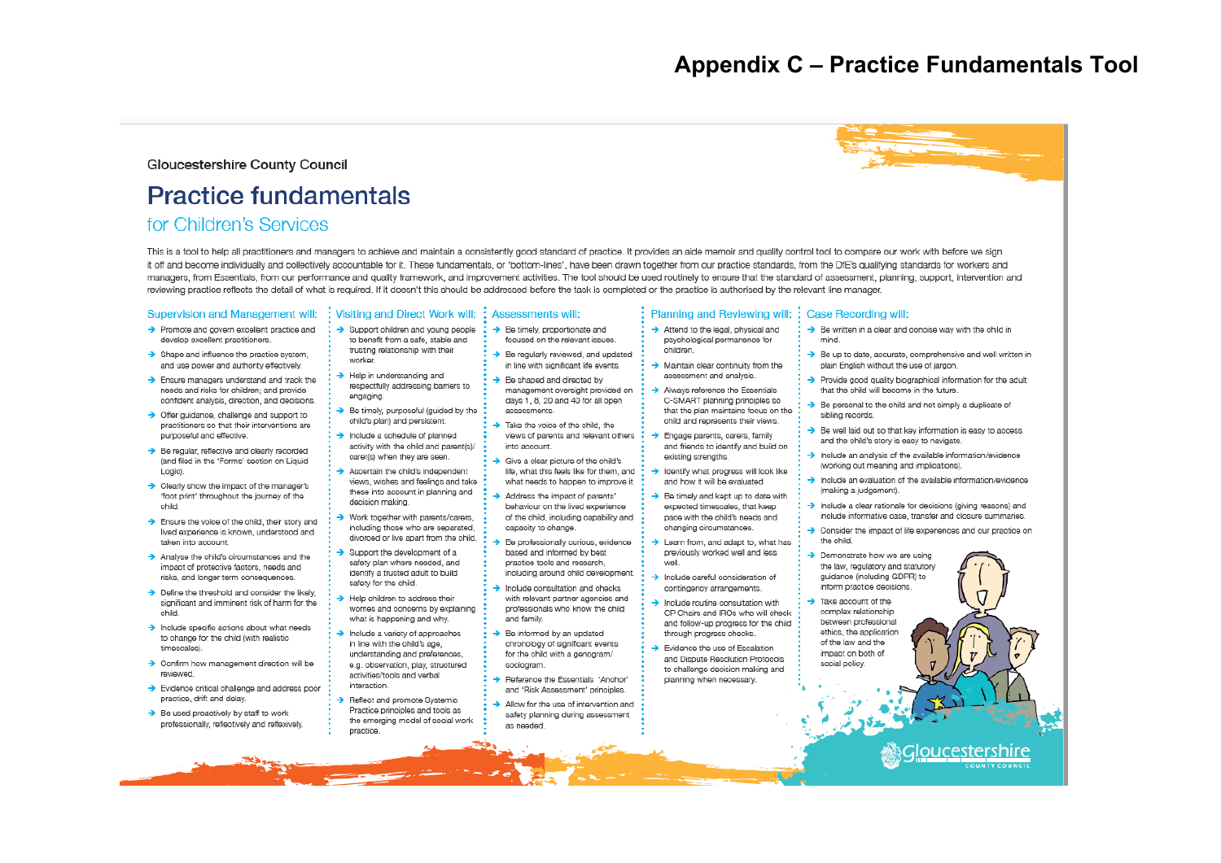# Appendix C – Practice Fundamentals Tool

Gloucestershire County Council

## Practice fundamentals

### for Children's Services

This is a tool to help all practitioners and managers to achieve and maintain a consistently good standard of practice. It provides an aide memoir and quality control tool to compare our work with before we sign it off and become individually and collectively accountable for it. These fundamentals, or 'bottom-lines', have been drawn together from our practice standards, from the DfE's qualifying standards for workers and managers, from Essentials, from our performance and quality framework, and improvement activities. The tool should be used routinely to ensure that the standard of assessment, planning, support, intervention and reviewing practice reflects the detail of what is required. If it doesn't this should be addressed before the task is completed or the practice is authorised by the relevant line manager.

### Supervision and Management will:

- Promote and govern excellent practice and develop excellent practitioners.
- Shape and influence the practice system, and use power and authority effectively.
- Ensure managers understand and track the needs and risks for children; and provide confident analysis, direction, and decisions.
- Offer guidance, challenge and support to practitioners so that their interventions are purposeful and effective.
- Be regular, reflective and clearly recorded (and filed in the 'Forms' section on Liquid Logic).
- Clearly show the impact of the manager's 'foot print' throughout the journey of the child.
- Ensure the voice of the child, their story and lived experience is known, understood and taken into account.
- Analyse the child's circumstances and the impact of protective factors, needs and risks, and longer term consequences.
- Define the threshold and consider the likely, significant and imminent risk of harm for the child.
- Include specific actions about what needs to change for the child (with realistic timescales).
- Confirm how management direction will be reviewed.
- Evidence critical challenge and address poor practice, drift and delay.
- Be used proactively by staff to work professionally, reflectively and reflexively.

### Visiting and Direct Work will:

- Support children and young people to benefit from a safe, stable and trusting relationship with their worker.
- Help in understanding and respectfully addressing barriers to engaging.
- Be timely, purposeful (guided by the child's plan) and persistent.
- Include a schedule of planned activity with the child and parent(s)/carer(s) when they are seen.
- Ascertain the child's independent views, wishes and feelings and take these into account in planning and decision making.
- Work together with parents/carers, including those who are separated, divorced or live apart from the child.
- Support the development of a safety plan where needed, and identify a trusted adult to build safety for the child.
- Help children to address their worries and concerns by explaining what is happening and why.
- Include a variety of approaches in line with the child's age, understanding and preferences, e.g. observation, play, structured activities/tools and verbal interaction.
- Reflect and promote Systemic Practice principles and tools as the emerging model of social work practice.

### Assessments will:

- Be timely, proportionate and focused on the relevant issues.
- Be regularly reviewed, and updated in line with significant life events.
- Be shaped and directed by management oversight provided on days 1, 5, 20 and 40 for all open assessments.
- Take the voice of the child, the views of parents and relevant others into account.
- Give a clear picture of the child's life, what this feels like for them, and what needs to happen to improve it.
- Address the impact of parents' behaviour on the lived experience of the child, including capability and capacity to change.
- Be professionally curious, evidence based and informed by best practice tools and research, including around child development.
- Include consultation and checks with relevant partner agencies and professionals who know the child and family.
- Be informed by an updated chronology of significant events for the child with a genogram/sociogram.
- Reference the Essentials 'Anchor' and 'Risk Assessment' principles.
- Allow for the use of intervention and safety planning during assessment as needed.

### Planning and Reviewing will:

- Attend to the legal, physical and psychological permanence for children.
- Maintain clear continuity from the assessment and analysis.
- Always reference the Essentials C-SMART planning principles so that the plan maintains focus on the child and represents their views.
- Engage parents, carers, family and friends to identify and build on existing strengths.
- Identify what progress will look like and how it will be evaluated.
- Be timely and kept up to date with expected timescales, that keep pace with the child's needs and changing circumstances.
- Learn from, and adapt to, what has previously worked well and less well.
- Include careful consideration of contingency arrangements.
- Include routine consultation with CP Chairs and IROs who will check and follow-up progress for the child through progress checks.
- Evidence the use of Escalation and Dispute Resolution Protocols to challenge decision making and planning when necessary.

### Case Recording will:

- Be written in a clear and concise way with the child in mind.
- Be up to date, accurate, comprehensive and well written in plain English without the use of jargon.
- Provide good quality biographical information for the adult that the child will become in the future.
- Be personal to the child and not simply a duplicate of sibling records.
- Be well laid out so that key information is easy to access and the child's story is easy to navigate.
- Include an analysis of the available information/evidence (working out meaning and implications).
- Include an evaluation of the available information/evidence (making a judgement).
- Include a clear rationale for decisions (giving reasons) and include informative case, transfer and closure summaries.
- Consider the impact of life experiences and our practice on the child.
- Demonstrate how we are using the law, regulatory and statutory guidance (including GDPR) to inform practice decisions.
- Take account of the complex relationship between professional ethics, the application of the law and the impact on both of social policy.

Gloucestershire County Council